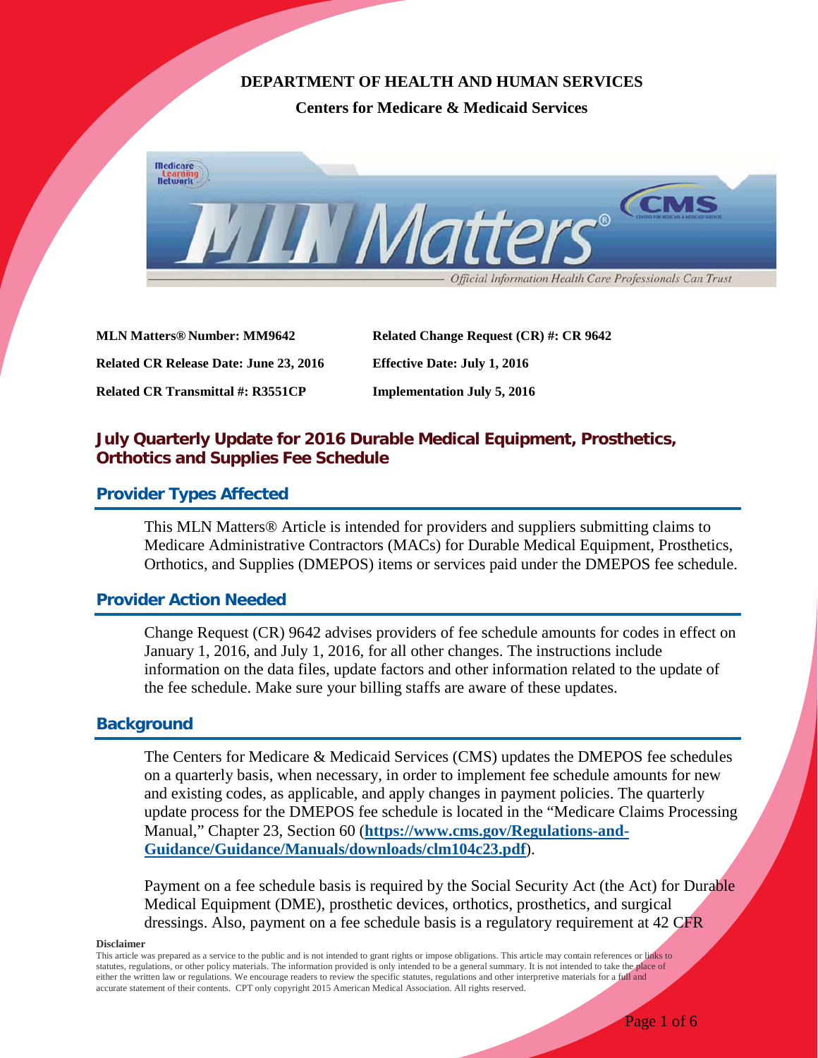**DEPARTMENT OF HEALTH AND HUMAN SERVICES**

**Centers for Medicare & Medicaid Services**

| | |
|---|---|
| **MLN Matters® Number: MM9642** | **Related Change Request (CR) #: CR 9642** |
| **Related CR Release Date: June 23, 2016** | **Effective Date: July 1, 2016** |
| **Related CR Transmittal #: R3551CP** | **Implementation July 5, 2016** |

# July Quarterly Update for 2016 Durable Medical Equipment, Prosthetics, Orthotics and Supplies Fee Schedule

## Provider Types Affected

This MLN Matters® Article is intended for providers and suppliers submitting claims to Medicare Administrative Contractors (MACs) for Durable Medical Equipment, Prosthetics, Orthotics, and Supplies (DMEPOS) items or services paid under the DMEPOS fee schedule.

## Provider Action Needed

Change Request (CR) 9642 advises providers of fee schedule amounts for codes in effect on January 1, 2016, and July 1, 2016, for all other changes. The instructions include information on the data files, update factors and other information related to the update of the fee schedule. Make sure your billing staffs are aware of these updates.

## Background

The Centers for Medicare & Medicaid Services (CMS) updates the DMEPOS fee schedules on a quarterly basis, when necessary, in order to implement fee schedule amounts for new and existing codes, as applicable, and apply changes in payment policies. The quarterly update process for the DMEPOS fee schedule is located in the "Medicare Claims Processing Manual," Chapter 23, Section 60 (**https://www.cms.gov/Regulations-and-Guidance/Guidance/Manuals/downloads/clm104c23.pdf**).

Payment on a fee schedule basis is required by the Social Security Act (the Act) for Durable Medical Equipment (DME), prosthetic devices, orthotics, prosthetics, and surgical dressings. Also, payment on a fee schedule basis is a regulatory requirement at 42 CFR

**Disclaimer**

This article was prepared as a service to the public and is not intended to grant rights or impose obligations. This article may contain references or links to statutes, regulations, or other policy materials. The information provided is only intended to be a general summary. It is not intended to take the place of either the written law or regulations. We encourage readers to review the specific statutes, regulations and other interpretive materials for a full and accurate statement of their contents. CPT only copyright 2015 American Medical Association. All rights reserved.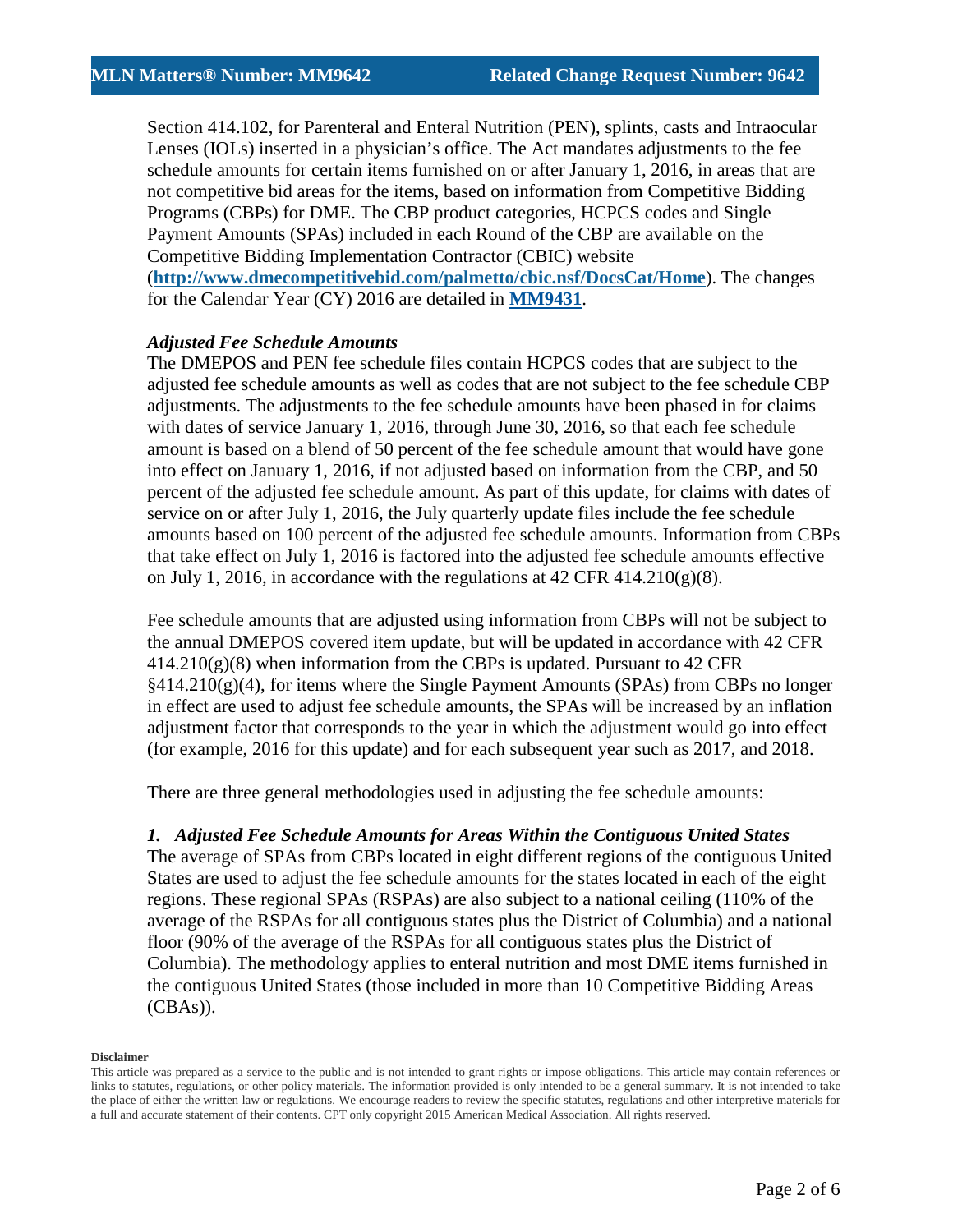Section 414.102, for Parenteral and Enteral Nutrition (PEN), splints, casts and Intraocular Lenses (IOLs) inserted in a physician's office. The Act mandates adjustments to the fee schedule amounts for certain items furnished on or after January 1, 2016, in areas that are not competitive bid areas for the items, based on information from Competitive Bidding Programs (CBPs) for DME. The CBP product categories, HCPCS codes and Single Payment Amounts (SPAs) included in each Round of the CBP are available on the Competitive Bidding Implementation Contractor (CBIC) website (**[http://www.dmecompetitivebid.com/palmetto/cbic.nsf/DocsCat/Home](http://www.dmecompetitivebid.com/palmetto/cbic.nsf/DocsCat/Home)**). The changes for the Calendar Year (CY) 2016 are detailed in **MM9431**.

***Adjusted Fee Schedule Amounts***

The DMEPOS and PEN fee schedule files contain HCPCS codes that are subject to the adjusted fee schedule amounts as well as codes that are not subject to the fee schedule CBP adjustments. The adjustments to the fee schedule amounts have been phased in for claims with dates of service January 1, 2016, through June 30, 2016, so that each fee schedule amount is based on a blend of 50 percent of the fee schedule amount that would have gone into effect on January 1, 2016, if not adjusted based on information from the CBP, and 50 percent of the adjusted fee schedule amount. As part of this update, for claims with dates of service on or after July 1, 2016, the July quarterly update files include the fee schedule amounts based on 100 percent of the adjusted fee schedule amounts. Information from CBPs that take effect on July 1, 2016 is factored into the adjusted fee schedule amounts effective on July 1, 2016, in accordance with the regulations at 42 CFR 414.210(g)(8).

Fee schedule amounts that are adjusted using information from CBPs will not be subject to the annual DMEPOS covered item update, but will be updated in accordance with 42 CFR 414.210(g)(8) when information from the CBPs is updated. Pursuant to 42 CFR §414.210(g)(4), for items where the Single Payment Amounts (SPAs) from CBPs no longer in effect are used to adjust fee schedule amounts, the SPAs will be increased by an inflation adjustment factor that corresponds to the year in which the adjustment would go into effect (for example, 2016 for this update) and for each subsequent year such as 2017, and 2018.

There are three general methodologies used in adjusting the fee schedule amounts:

***1. Adjusted Fee Schedule Amounts for Areas Within the Contiguous United States***

The average of SPAs from CBPs located in eight different regions of the contiguous United States are used to adjust the fee schedule amounts for the states located in each of the eight regions. These regional SPAs (RSPAs) are also subject to a national ceiling (110% of the average of the RSPAs for all contiguous states plus the District of Columbia) and a national floor (90% of the average of the RSPAs for all contiguous states plus the District of Columbia). The methodology applies to enteral nutrition and most DME items furnished in the contiguous United States (those included in more than 10 Competitive Bidding Areas (CBAs)).

**Disclaimer**

This article was prepared as a service to the public and is not intended to grant rights or impose obligations. This article may contain references or links to statutes, regulations, or other policy materials. The information provided is only intended to be a general summary. It is not intended to take the place of either the written law or regulations. We encourage readers to review the specific statutes, regulations and other interpretive materials for a full and accurate statement of their contents. CPT only copyright 2015 American Medical Association. All rights reserved.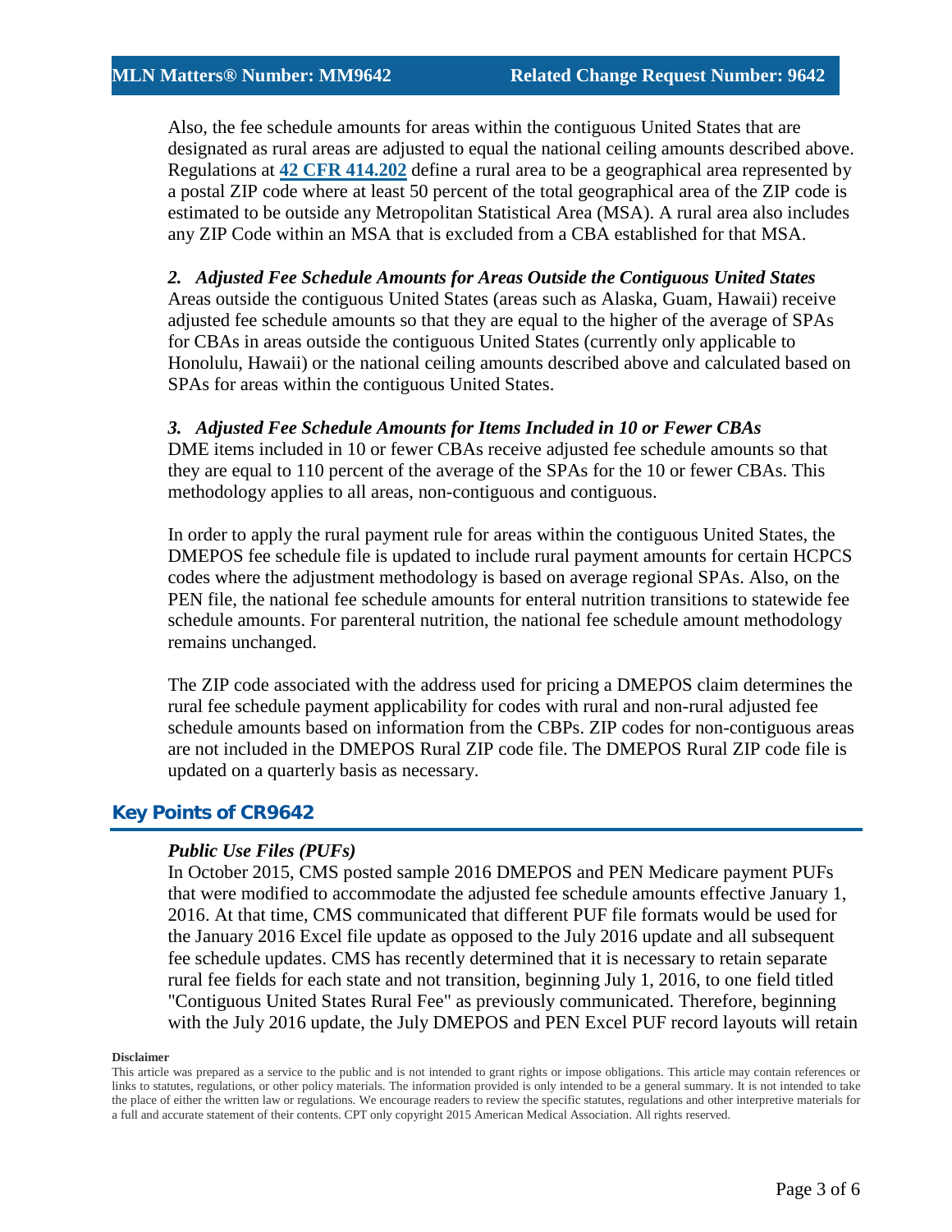Also, the fee schedule amounts for areas within the contiguous United States that are designated as rural areas are adjusted to equal the national ceiling amounts described above. Regulations at **[42 CFR 414.202](42 CFR 414.202)** define a rural area to be a geographical area represented by a postal ZIP code where at least 50 percent of the total geographical area of the ZIP code is estimated to be outside any Metropolitan Statistical Area (MSA). A rural area also includes any ZIP Code within an MSA that is excluded from a CBA established for that MSA.

***2. Adjusted Fee Schedule Amounts for Areas Outside the Contiguous United States***

Areas outside the contiguous United States (areas such as Alaska, Guam, Hawaii) receive adjusted fee schedule amounts so that they are equal to the higher of the average of SPAs for CBAs in areas outside the contiguous United States (currently only applicable to Honolulu, Hawaii) or the national ceiling amounts described above and calculated based on SPAs for areas within the contiguous United States.

***3. Adjusted Fee Schedule Amounts for Items Included in 10 or Fewer CBAs***

DME items included in 10 or fewer CBAs receive adjusted fee schedule amounts so that they are equal to 110 percent of the average of the SPAs for the 10 or fewer CBAs. This methodology applies to all areas, non-contiguous and contiguous.

In order to apply the rural payment rule for areas within the contiguous United States, the DMEPOS fee schedule file is updated to include rural payment amounts for certain HCPCS codes where the adjustment methodology is based on average regional SPAs. Also, on the PEN file, the national fee schedule amounts for enteral nutrition transitions to statewide fee schedule amounts. For parenteral nutrition, the national fee schedule amount methodology remains unchanged.

The ZIP code associated with the address used for pricing a DMEPOS claim determines the rural fee schedule payment applicability for codes with rural and non-rural adjusted fee schedule amounts based on information from the CBPs. ZIP codes for non-contiguous areas are not included in the DMEPOS Rural ZIP code file. The DMEPOS Rural ZIP code file is updated on a quarterly basis as necessary.

## Key Points of CR9642

***Public Use Files (PUFs)***

In October 2015, CMS posted sample 2016 DMEPOS and PEN Medicare payment PUFs that were modified to accommodate the adjusted fee schedule amounts effective January 1, 2016. At that time, CMS communicated that different PUF file formats would be used for the January 2016 Excel file update as opposed to the July 2016 update and all subsequent fee schedule updates. CMS has recently determined that it is necessary to retain separate rural fee fields for each state and not transition, beginning July 1, 2016, to one field titled "Contiguous United States Rural Fee" as previously communicated. Therefore, beginning with the July 2016 update, the July DMEPOS and PEN Excel PUF record layouts will retain

**Disclaimer**

This article was prepared as a service to the public and is not intended to grant rights or impose obligations. This article may contain references or links to statutes, regulations, or other policy materials. The information provided is only intended to be a general summary. It is not intended to take the place of either the written law or regulations. We encourage readers to review the specific statutes, regulations and other interpretive materials for a full and accurate statement of their contents. CPT only copyright 2015 American Medical Association. All rights reserved.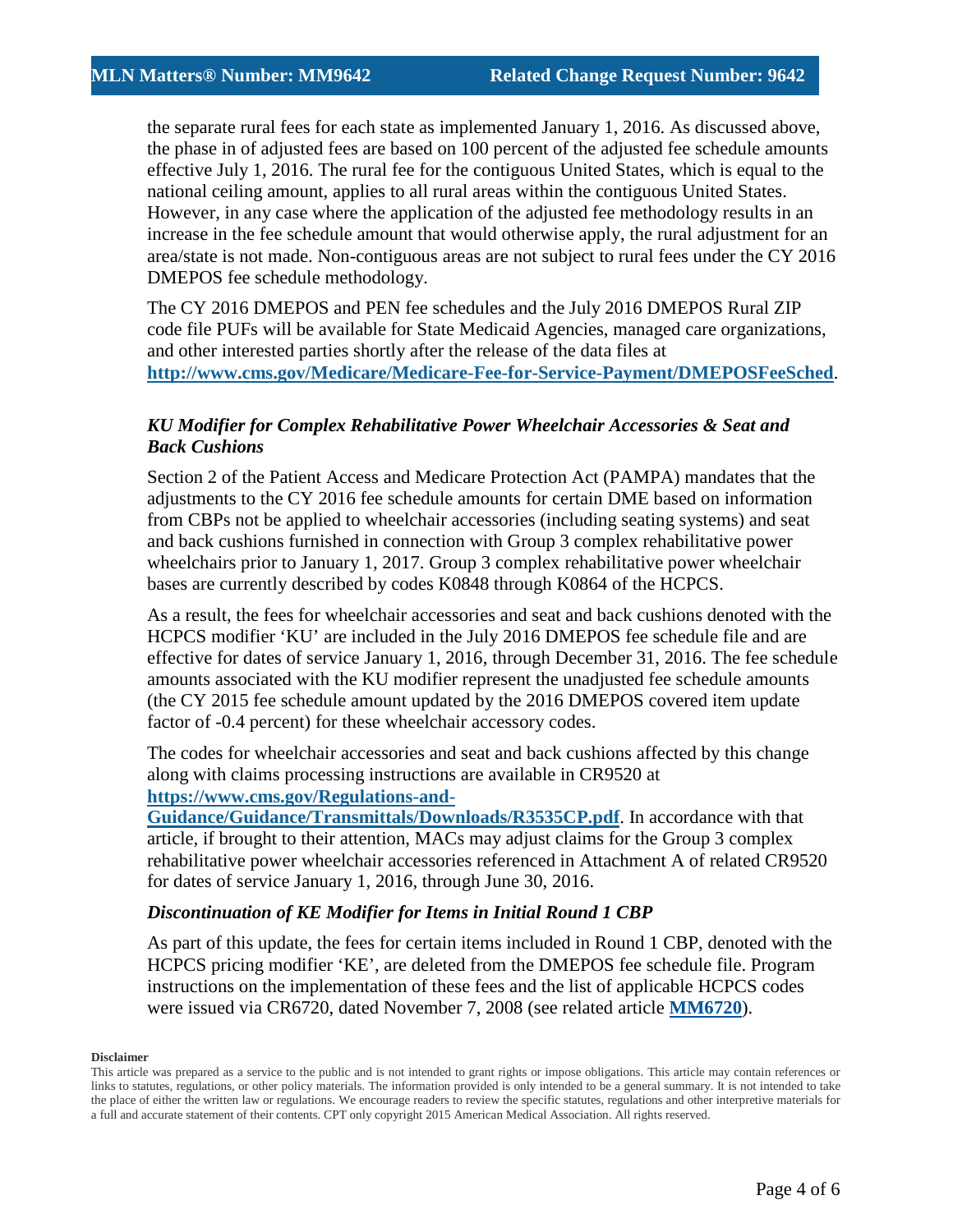the separate rural fees for each state as implemented January 1, 2016. As discussed above, the phase in of adjusted fees are based on 100 percent of the adjusted fee schedule amounts effective July 1, 2016. The rural fee for the contiguous United States, which is equal to the national ceiling amount, applies to all rural areas within the contiguous United States. However, in any case where the application of the adjusted fee methodology results in an increase in the fee schedule amount that would otherwise apply, the rural adjustment for an area/state is not made. Non-contiguous areas are not subject to rural fees under the CY 2016 DMEPOS fee schedule methodology.

The CY 2016 DMEPOS and PEN fee schedules and the July 2016 DMEPOS Rural ZIP code file PUFs will be available for State Medicaid Agencies, managed care organizations, and other interested parties shortly after the release of the data files at **http://www.cms.gov/Medicare/Medicare-Fee-for-Service-Payment/DMEPOSFeeSched**.

### *KU Modifier for Complex Rehabilitative Power Wheelchair Accessories & Seat and Back Cushions*

Section 2 of the Patient Access and Medicare Protection Act (PAMPA) mandates that the adjustments to the CY 2016 fee schedule amounts for certain DME based on information from CBPs not be applied to wheelchair accessories (including seating systems) and seat and back cushions furnished in connection with Group 3 complex rehabilitative power wheelchairs prior to January 1, 2017. Group 3 complex rehabilitative power wheelchair bases are currently described by codes K0848 through K0864 of the HCPCS.

As a result, the fees for wheelchair accessories and seat and back cushions denoted with the HCPCS modifier 'KU' are included in the July 2016 DMEPOS fee schedule file and are effective for dates of service January 1, 2016, through December 31, 2016. The fee schedule amounts associated with the KU modifier represent the unadjusted fee schedule amounts (the CY 2015 fee schedule amount updated by the 2016 DMEPOS covered item update factor of -0.4 percent) for these wheelchair accessory codes.

The codes for wheelchair accessories and seat and back cushions affected by this change along with claims processing instructions are available in CR9520 at **https://www.cms.gov/Regulations-and-Guidance/Guidance/Transmittals/Downloads/R3535CP.pdf**. In accordance with that article, if brought to their attention, MACs may adjust claims for the Group 3 complex rehabilitative power wheelchair accessories referenced in Attachment A of related CR9520 for dates of service January 1, 2016, through June 30, 2016.

### *Discontinuation of KE Modifier for Items in Initial Round 1 CBP*

As part of this update, the fees for certain items included in Round 1 CBP, denoted with the HCPCS pricing modifier 'KE', are deleted from the DMEPOS fee schedule file. Program instructions on the implementation of these fees and the list of applicable HCPCS codes were issued via CR6720, dated November 7, 2008 (see related article **MM6720**).

**Disclaimer**

This article was prepared as a service to the public and is not intended to grant rights or impose obligations. This article may contain references or links to statutes, regulations, or other policy materials. The information provided is only intended to be a general summary. It is not intended to take the place of either the written law or regulations. We encourage readers to review the specific statutes, regulations and other interpretive materials for a full and accurate statement of their contents. CPT only copyright 2015 American Medical Association. All rights reserved.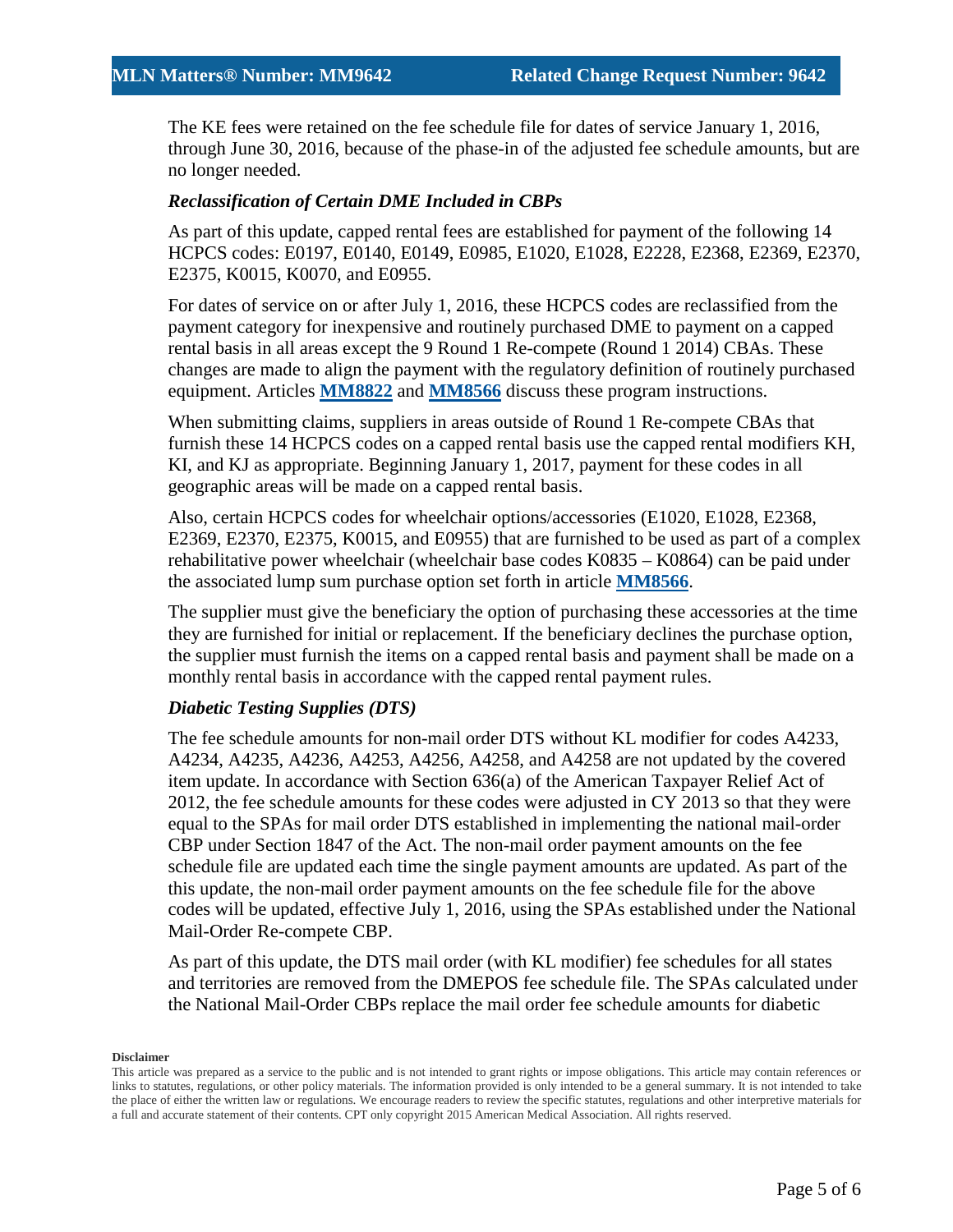The KE fees were retained on the fee schedule file for dates of service January 1, 2016, through June 30, 2016, because of the phase-in of the adjusted fee schedule amounts, but are no longer needed.

### *Reclassification of Certain DME Included in CBPs*

As part of this update, capped rental fees are established for payment of the following 14 HCPCS codes: E0197, E0140, E0149, E0985, E1020, E1028, E2228, E2368, E2369, E2370, E2375, K0015, K0070, and E0955.

For dates of service on or after July 1, 2016, these HCPCS codes are reclassified from the payment category for inexpensive and routinely purchased DME to payment on a capped rental basis in all areas except the 9 Round 1 Re-compete (Round 1 2014) CBAs. These changes are made to align the payment with the regulatory definition of routinely purchased equipment. Articles **MM8822** and **MM8566** discuss these program instructions.

When submitting claims, suppliers in areas outside of Round 1 Re-compete CBAs that furnish these 14 HCPCS codes on a capped rental basis use the capped rental modifiers KH, KI, and KJ as appropriate. Beginning January 1, 2017, payment for these codes in all geographic areas will be made on a capped rental basis.

Also, certain HCPCS codes for wheelchair options/accessories (E1020, E1028, E2368, E2369, E2370, E2375, K0015, and E0955) that are furnished to be used as part of a complex rehabilitative power wheelchair (wheelchair base codes K0835 – K0864) can be paid under the associated lump sum purchase option set forth in article **MM8566**.

The supplier must give the beneficiary the option of purchasing these accessories at the time they are furnished for initial or replacement. If the beneficiary declines the purchase option, the supplier must furnish the items on a capped rental basis and payment shall be made on a monthly rental basis in accordance with the capped rental payment rules.

### *Diabetic Testing Supplies (DTS)*

The fee schedule amounts for non-mail order DTS without KL modifier for codes A4233, A4234, A4235, A4236, A4253, A4256, A4258, and A4258 are not updated by the covered item update. In accordance with Section 636(a) of the American Taxpayer Relief Act of 2012, the fee schedule amounts for these codes were adjusted in CY 2013 so that they were equal to the SPAs for mail order DTS established in implementing the national mail-order CBP under Section 1847 of the Act. The non-mail order payment amounts on the fee schedule file are updated each time the single payment amounts are updated. As part of the this update, the non-mail order payment amounts on the fee schedule file for the above codes will be updated, effective July 1, 2016, using the SPAs established under the National Mail-Order Re-compete CBP.

As part of this update, the DTS mail order (with KL modifier) fee schedules for all states and territories are removed from the DMEPOS fee schedule file. The SPAs calculated under the National Mail-Order CBPs replace the mail order fee schedule amounts for diabetic

**Disclaimer**

This article was prepared as a service to the public and is not intended to grant rights or impose obligations. This article may contain references or links to statutes, regulations, or other policy materials. The information provided is only intended to be a general summary. It is not intended to take the place of either the written law or regulations. We encourage readers to review the specific statutes, regulations and other interpretive materials for a full and accurate statement of their contents. CPT only copyright 2015 American Medical Association. All rights reserved.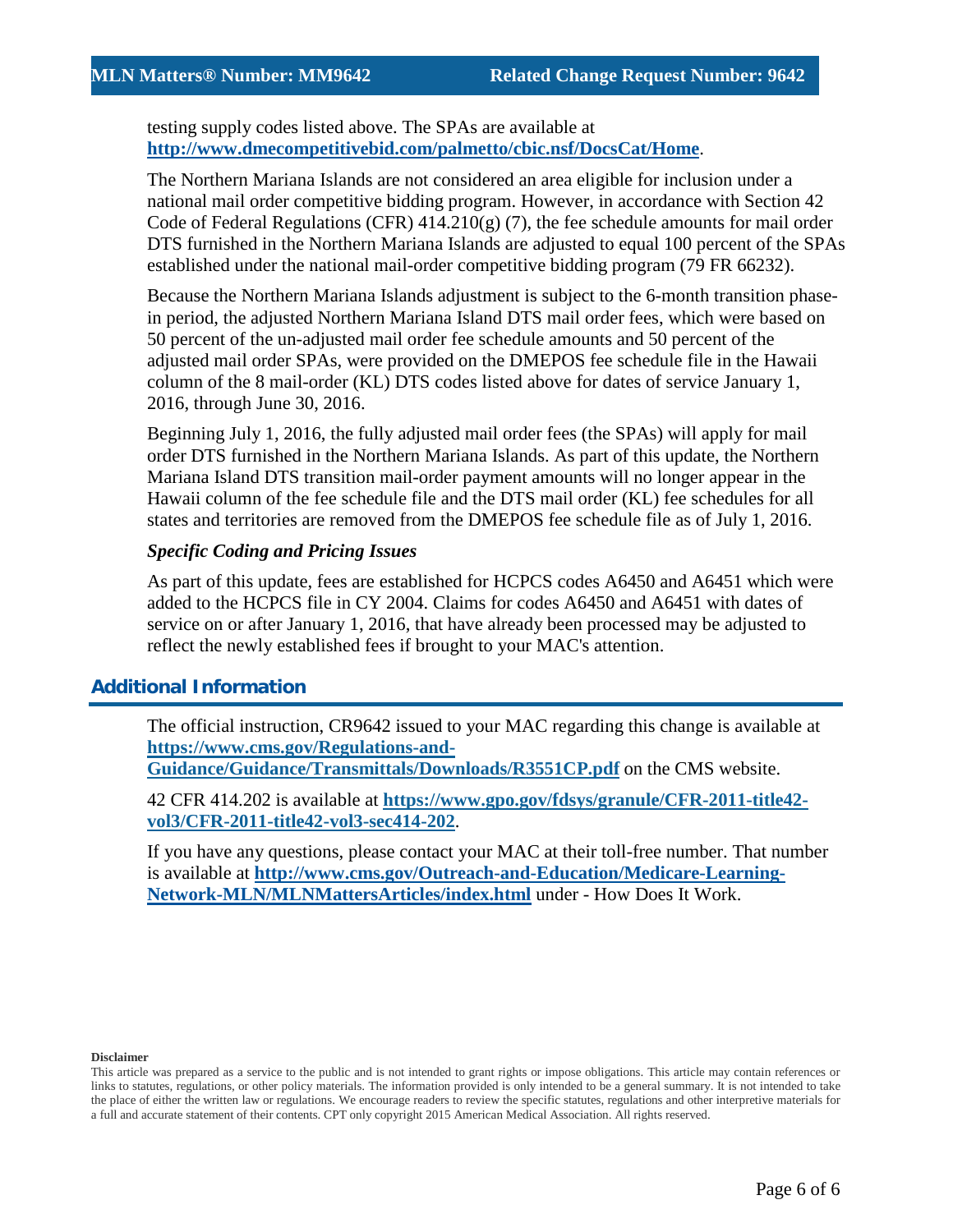testing supply codes listed above. The SPAs are available at **http://www.dmecompetitivebid.com/palmetto/cbic.nsf/DocsCat/Home**.

The Northern Mariana Islands are not considered an area eligible for inclusion under a national mail order competitive bidding program. However, in accordance with Section 42 Code of Federal Regulations (CFR) 414.210(g) (7), the fee schedule amounts for mail order DTS furnished in the Northern Mariana Islands are adjusted to equal 100 percent of the SPAs established under the national mail-order competitive bidding program (79 FR 66232).

Because the Northern Mariana Islands adjustment is subject to the 6-month transition phase-in period, the adjusted Northern Mariana Island DTS mail order fees, which were based on 50 percent of the un-adjusted mail order fee schedule amounts and 50 percent of the adjusted mail order SPAs, were provided on the DMEPOS fee schedule file in the Hawaii column of the 8 mail-order (KL) DTS codes listed above for dates of service January 1, 2016, through June 30, 2016.

Beginning July 1, 2016, the fully adjusted mail order fees (the SPAs) will apply for mail order DTS furnished in the Northern Mariana Islands. As part of this update, the Northern Mariana Island DTS transition mail-order payment amounts will no longer appear in the Hawaii column of the fee schedule file and the DTS mail order (KL) fee schedules for all states and territories are removed from the DMEPOS fee schedule file as of July 1, 2016.

***Specific Coding and Pricing Issues***

As part of this update, fees are established for HCPCS codes A6450 and A6451 which were added to the HCPCS file in CY 2004. Claims for codes A6450 and A6451 with dates of service on or after January 1, 2016, that have already been processed may be adjusted to reflect the newly established fees if brought to your MAC's attention.

## Additional Information

The official instruction, CR9642 issued to your MAC regarding this change is available at **https://www.cms.gov/Regulations-and-Guidance/Guidance/Transmittals/Downloads/R3551CP.pdf** on the CMS website.

42 CFR 414.202 is available at **https://www.gpo.gov/fdsys/granule/CFR-2011-title42-vol3/CFR-2011-title42-vol3-sec414-202**.

If you have any questions, please contact your MAC at their toll-free number. That number is available at **http://www.cms.gov/Outreach-and-Education/Medicare-Learning-Network-MLN/MLNMattersArticles/index.html** under - How Does It Work.

**Disclaimer**

This article was prepared as a service to the public and is not intended to grant rights or impose obligations. This article may contain references or links to statutes, regulations, or other policy materials. The information provided is only intended to be a general summary. It is not intended to take the place of either the written law or regulations. We encourage readers to review the specific statutes, regulations and other interpretive materials for a full and accurate statement of their contents. CPT only copyright 2015 American Medical Association. All rights reserved.